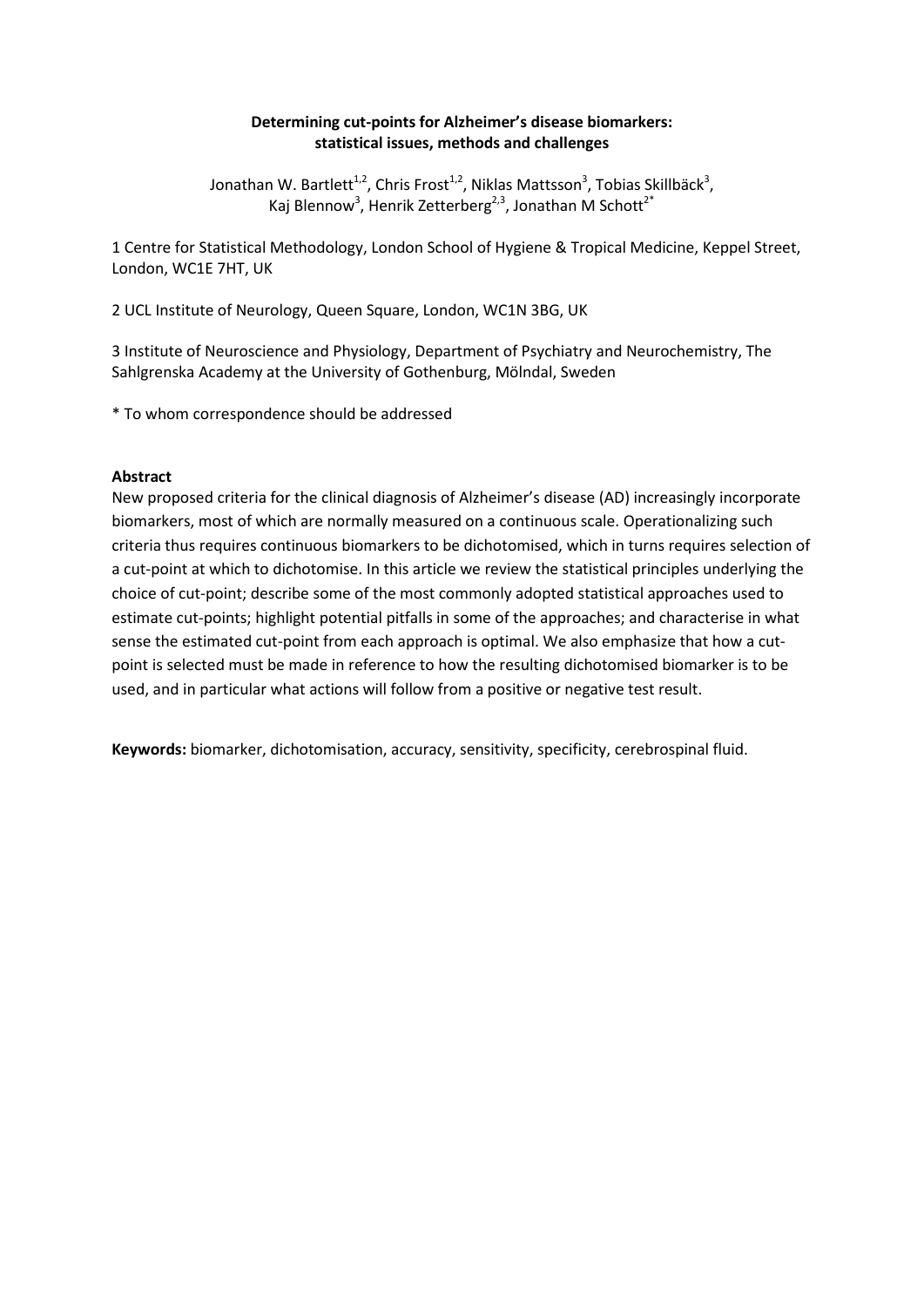# Determining cut-points for Alzheimer's disease biomarkers: statistical issues, methods and challenges

Jonathan W. Bartlett[1,2], Chris Frost[1,2], Niklas Mattsson[3], Tobias Skillbäck[3], Kaj Blennow[3], Henrik Zetterberg[2,3], Jonathan M Schott[2*]

1 Centre for Statistical Methodology, London School of Hygiene & Tropical Medicine, Keppel Street, London, WC1E 7HT, UK

2 UCL Institute of Neurology, Queen Square, London, WC1N 3BG, UK

3 Institute of Neuroscience and Physiology, Department of Psychiatry and Neurochemistry, The Sahlgrenska Academy at the University of Gothenburg, Mölndal, Sweden

* To whom correspondence should be addressed

**Abstract**

New proposed criteria for the clinical diagnosis of Alzheimer's disease (AD) increasingly incorporate biomarkers, most of which are normally measured on a continuous scale. Operationalizing such criteria thus requires continuous biomarkers to be dichotomised, which in turns requires selection of a cut-point at which to dichotomise. In this article we review the statistical principles underlying the choice of cut-point; describe some of the most commonly adopted statistical approaches used to estimate cut-points; highlight potential pitfalls in some of the approaches; and characterise in what sense the estimated cut-point from each approach is optimal. We also emphasize that how a cut-point is selected must be made in reference to how the resulting dichotomised biomarker is to be used, and in particular what actions will follow from a positive or negative test result.

**Keywords:** biomarker, dichotomisation, accuracy, sensitivity, specificity, cerebrospinal fluid.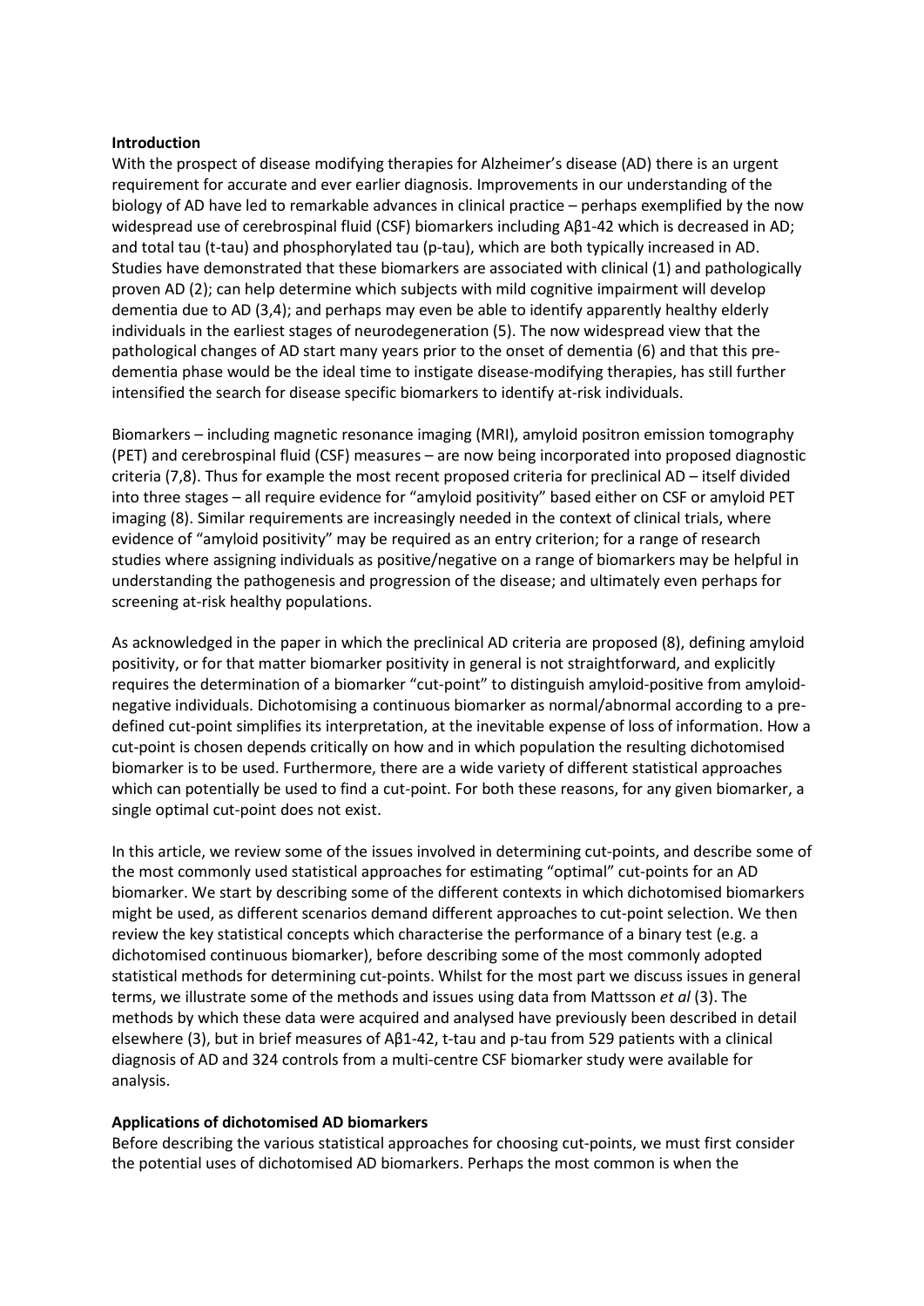**Introduction**

With the prospect of disease modifying therapies for Alzheimer's disease (AD) there is an urgent requirement for accurate and ever earlier diagnosis. Improvements in our understanding of the biology of AD have led to remarkable advances in clinical practice – perhaps exemplified by the now widespread use of cerebrospinal fluid (CSF) biomarkers including Aβ1-42 which is decreased in AD; and total tau (t-tau) and phosphorylated tau (p-tau), which are both typically increased in AD. Studies have demonstrated that these biomarkers are associated with clinical (1) and pathologically proven AD (2); can help determine which subjects with mild cognitive impairment will develop dementia due to AD (3,4); and perhaps may even be able to identify apparently healthy elderly individuals in the earliest stages of neurodegeneration (5). The now widespread view that the pathological changes of AD start many years prior to the onset of dementia (6) and that this pre-dementia phase would be the ideal time to instigate disease-modifying therapies, has still further intensified the search for disease specific biomarkers to identify at-risk individuals.

Biomarkers – including magnetic resonance imaging (MRI), amyloid positron emission tomography (PET) and cerebrospinal fluid (CSF) measures – are now being incorporated into proposed diagnostic criteria (7,8). Thus for example the most recent proposed criteria for preclinical AD – itself divided into three stages – all require evidence for "amyloid positivity" based either on CSF or amyloid PET imaging (8). Similar requirements are increasingly needed in the context of clinical trials, where evidence of "amyloid positivity" may be required as an entry criterion; for a range of research studies where assigning individuals as positive/negative on a range of biomarkers may be helpful in understanding the pathogenesis and progression of the disease; and ultimately even perhaps for screening at-risk healthy populations.

As acknowledged in the paper in which the preclinical AD criteria are proposed (8), defining amyloid positivity, or for that matter biomarker positivity in general is not straightforward, and explicitly requires the determination of a biomarker "cut-point" to distinguish amyloid-positive from amyloid-negative individuals. Dichotomising a continuous biomarker as normal/abnormal according to a pre-defined cut-point simplifies its interpretation, at the inevitable expense of loss of information. How a cut-point is chosen depends critically on how and in which population the resulting dichotomised biomarker is to be used. Furthermore, there are a wide variety of different statistical approaches which can potentially be used to find a cut-point. For both these reasons, for any given biomarker, a single optimal cut-point does not exist.

In this article, we review some of the issues involved in determining cut-points, and describe some of the most commonly used statistical approaches for estimating "optimal" cut-points for an AD biomarker. We start by describing some of the different contexts in which dichotomised biomarkers might be used, as different scenarios demand different approaches to cut-point selection. We then review the key statistical concepts which characterise the performance of a binary test (e.g. a dichotomised continuous biomarker), before describing some of the most commonly adopted statistical methods for determining cut-points. Whilst for the most part we discuss issues in general terms, we illustrate some of the methods and issues using data from Mattsson *et al* (3). The methods by which these data were acquired and analysed have previously been described in detail elsewhere (3), but in brief measures of Aβ1-42, t-tau and p-tau from 529 patients with a clinical diagnosis of AD and 324 controls from a multi-centre CSF biomarker study were available for analysis.

**Applications of dichotomised AD biomarkers**

Before describing the various statistical approaches for choosing cut-points, we must first consider the potential uses of dichotomised AD biomarkers. Perhaps the most common is when the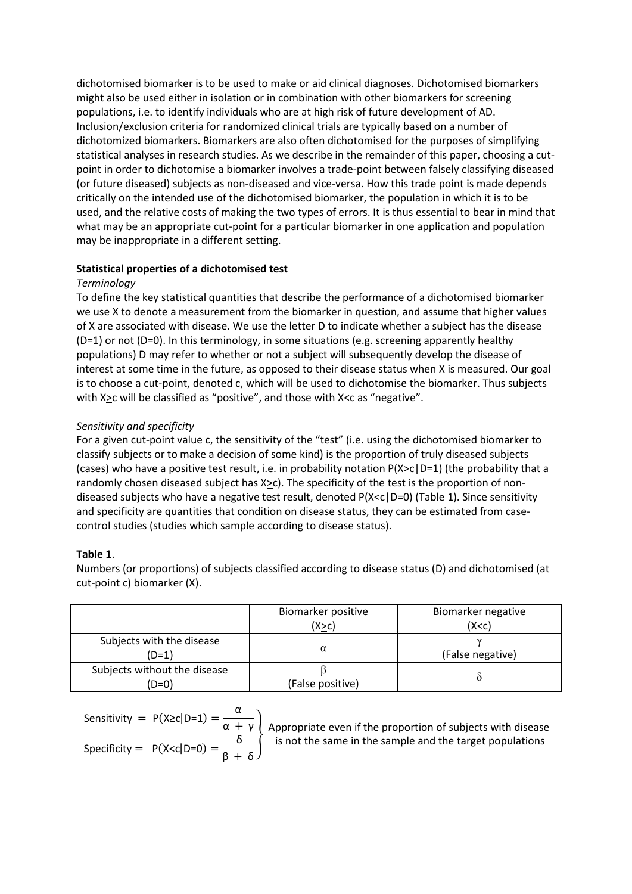dichotomised biomarker is to be used to make or aid clinical diagnoses. Dichotomised biomarkers might also be used either in isolation or in combination with other biomarkers for screening populations, i.e. to identify individuals who are at high risk of future development of AD. Inclusion/exclusion criteria for randomized clinical trials are typically based on a number of dichotomized biomarkers. Biomarkers are also often dichotomised for the purposes of simplifying statistical analyses in research studies. As we describe in the remainder of this paper, choosing a cut-point in order to dichotomise a biomarker involves a trade-point between falsely classifying diseased (or future diseased) subjects as non-diseased and vice-versa. How this trade point is made depends critically on the intended use of the dichotomised biomarker, the population in which it is to be used, and the relative costs of making the two types of errors. It is thus essential to bear in mind that what may be an appropriate cut-point for a particular biomarker in one application and population may be inappropriate in a different setting.

**Statistical properties of a dichotomised test**

*Terminology*

To define the key statistical quantities that describe the performance of a dichotomised biomarker we use X to denote a measurement from the biomarker in question, and assume that higher values of X are associated with disease. We use the letter D to indicate whether a subject has the disease (D=1) or not (D=0). In this terminology, in some situations (e.g. screening apparently healthy populations) D may refer to whether or not a subject will subsequently develop the disease of interest at some time in the future, as opposed to their disease status when X is measured. Our goal is to choose a cut-point, denoted c, which will be used to dichotomise the biomarker. Thus subjects with $X \geq c$ will be classified as "positive", and those with $X<c$ as "negative".

*Sensitivity and specificity*

For a given cut-point value c, the sensitivity of the "test" (i.e. using the dichotomised biomarker to classify subjects or to make a decision of some kind) is the proportion of truly diseased subjects (cases) who have a positive test result, i.e. in probability notation $P(X \geq c|D=1)$ (the probability that a randomly chosen diseased subject has $X \geq c$). The specificity of the test is the proportion of non-diseased subjects who have a negative test result, denoted $P(X<c|D=0)$ (Table 1). Since sensitivity and specificity are quantities that condition on disease status, they can be estimated from case-control studies (studies which sample according to disease status).

**Table 1**.

Numbers (or proportions) of subjects classified according to disease status (D) and dichotomised (at cut-point c) biomarker (X).

| | Biomarker positive ($X \geq c$) | Biomarker negative ($X<c$) |
|---|---|---|
| Subjects with the disease (D=1) | $\alpha$ | $\gamma$ (False negative) |
| Subjects without the disease (D=0) | $\beta$ (False positive) | $\delta$ |

$$\left.\begin{aligned}\text{Sensitivity} &= P(X\geq c|D=1) = \frac{\alpha}{\alpha+\gamma} \\ \text{Specificity} &= P(X<c|D=0) = \frac{\delta}{\beta+\delta}\end{aligned}\right\} \text{ Appropriate even if the proportion of subjects with disease is not the same in the sample and the target populations}$$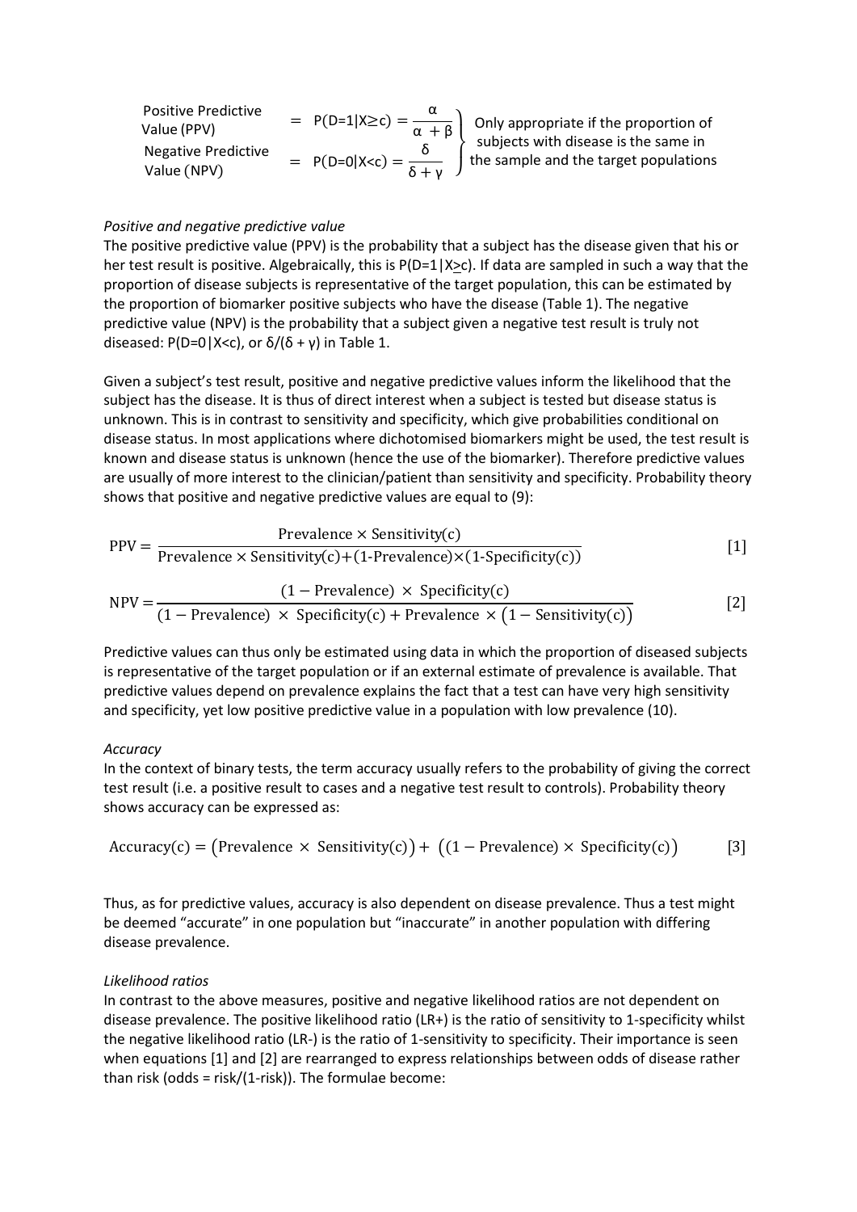| | | | |
|---|---|---|---|
| Positive Predictive Value (PPV) | = | $P(D=1\|X\geq c) = \dfrac{\alpha}{\alpha+\beta}$ | Only appropriate if the proportion of subjects with disease is the same in the sample and the target populations |
| Negative Predictive Value (NPV) | = | $P(D=0\|X<c) = \dfrac{\delta}{\delta+\gamma}$ | |

*Positive and negative predictive value*

The positive predictive value (PPV) is the probability that a subject has the disease given that his or her test result is positive. Algebraically, this is $P(D=1|X\geq c)$. If data are sampled in such a way that the proportion of disease subjects is representative of the target population, this can be estimated by the proportion of biomarker positive subjects who have the disease (Table 1). The negative predictive value (NPV) is the probability that a subject given a negative test result is truly not diseased: $P(D=0|X<c)$, or $\delta/(\delta + \gamma)$ in Table 1.

Given a subject's test result, positive and negative predictive values inform the likelihood that the subject has the disease. It is thus of direct interest when a subject is tested but disease status is unknown. This is in contrast to sensitivity and specificity, which give probabilities conditional on disease status. In most applications where dichotomised biomarkers might be used, the test result is known and disease status is unknown (hence the use of the biomarker). Therefore predictive values are usually of more interest to the clinician/patient than sensitivity and specificity. Probability theory shows that positive and negative predictive values are equal to (9):

$$\text{PPV} = \frac{\text{Prevalence} \times \text{Sensitivity(c)}}{\text{Prevalence} \times \text{Sensitivity(c)} + (1\text{-Prevalence}) \times (1\text{-Specificity(c)})} \qquad [1]$$

$$\text{NPV} = \frac{(1-\text{Prevalence}) \times \text{Specificity(c)}}{(1-\text{Prevalence}) \times \text{Specificity(c)} + \text{Prevalence} \times \left(1-\text{Sensitivity(c)}\right)} \qquad [2]$$

Predictive values can thus only be estimated using data in which the proportion of diseased subjects is representative of the target population or if an external estimate of prevalence is available. That predictive values depend on prevalence explains the fact that a test can have very high sensitivity and specificity, yet low positive predictive value in a population with low prevalence (10).

*Accuracy*

In the context of binary tests, the term accuracy usually refers to the probability of giving the correct test result (i.e. a positive result to cases and a negative test result to controls). Probability theory shows accuracy can be expressed as:

$$\text{Accuracy(c)} = \left(\text{Prevalence} \times \text{Sensitivity(c)}\right) + \left((1-\text{Prevalence}) \times \text{Specificity(c)}\right) \qquad [3]$$

Thus, as for predictive values, accuracy is also dependent on disease prevalence. Thus a test might be deemed "accurate" in one population but "inaccurate" in another population with differing disease prevalence.

*Likelihood ratios*

In contrast to the above measures, positive and negative likelihood ratios are not dependent on disease prevalence. The positive likelihood ratio (LR+) is the ratio of sensitivity to 1-specificity whilst the negative likelihood ratio (LR-) is the ratio of 1-sensitivity to specificity. Their importance is seen when equations [1] and [2] are rearranged to express relationships between odds of disease rather than risk (odds = risk/(1-risk)). The formulae become: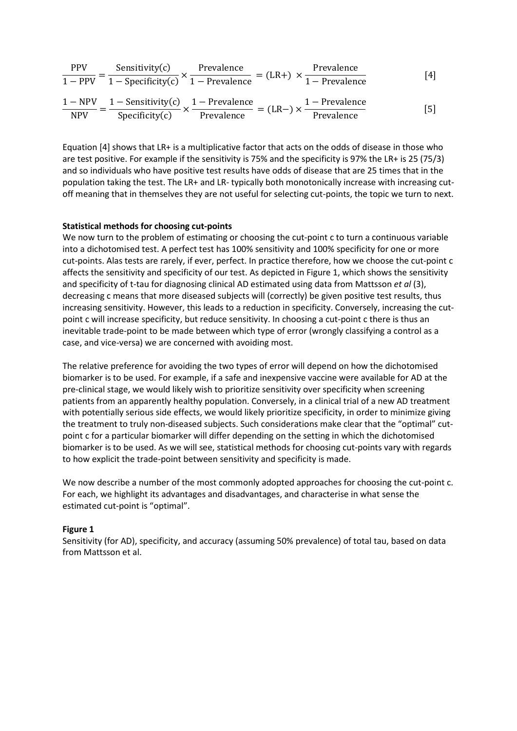$$\frac{\text{PPV}}{1-\text{PPV}} = \frac{\text{Sensitivity(c)}}{1-\text{Specificity(c)}} \times \frac{\text{Prevalence}}{1-\text{Prevalence}} = (\text{LR+}) \times \frac{\text{Prevalence}}{1-\text{Prevalence}} \quad [4]$$

$$\frac{1-\text{NPV}}{\text{NPV}} = \frac{1-\text{Sensitivity(c)}}{\text{Specificity(c)}} \times \frac{1-\text{Prevalence}}{\text{Prevalence}} = (\text{LR}-) \times \frac{1-\text{Prevalence}}{\text{Prevalence}} \quad [5]$$

Equation [4] shows that LR+ is a multiplicative factor that acts on the odds of disease in those who are test positive. For example if the sensitivity is 75% and the specificity is 97% the LR+ is 25 (75/3) and so individuals who have positive test results have odds of disease that are 25 times that in the population taking the test. The LR+ and LR- typically both monotonically increase with increasing cut-off meaning that in themselves they are not useful for selecting cut-points, the topic we turn to next.

**Statistical methods for choosing cut-points**

We now turn to the problem of estimating or choosing the cut-point c to turn a continuous variable into a dichotomised test. A perfect test has 100% sensitivity and 100% specificity for one or more cut-points. Alas tests are rarely, if ever, perfect. In practice therefore, how we choose the cut-point c affects the sensitivity and specificity of our test. As depicted in Figure 1, which shows the sensitivity and specificity of t-tau for diagnosing clinical AD estimated using data from Mattsson *et al* (3), decreasing c means that more diseased subjects will (correctly) be given positive test results, thus increasing sensitivity. However, this leads to a reduction in specificity. Conversely, increasing the cut-point c will increase specificity, but reduce sensitivity. In choosing a cut-point c there is thus an inevitable trade-point to be made between which type of error (wrongly classifying a control as a case, and vice-versa) we are concerned with avoiding most.

The relative preference for avoiding the two types of error will depend on how the dichotomised biomarker is to be used. For example, if a safe and inexpensive vaccine were available for AD at the pre-clinical stage, we would likely wish to prioritize sensitivity over specificity when screening patients from an apparently healthy population. Conversely, in a clinical trial of a new AD treatment with potentially serious side effects, we would likely prioritize specificity, in order to minimize giving the treatment to truly non-diseased subjects. Such considerations make clear that the "optimal" cut-point c for a particular biomarker will differ depending on the setting in which the dichotomised biomarker is to be used. As we will see, statistical methods for choosing cut-points vary with regards to how explicit the trade-point between sensitivity and specificity is made.

We now describe a number of the most commonly adopted approaches for choosing the cut-point c. For each, we highlight its advantages and disadvantages, and characterise in what sense the estimated cut-point is "optimal".

**Figure 1**

Sensitivity (for AD), specificity, and accuracy (assuming 50% prevalence) of total tau, based on data from Mattsson et al.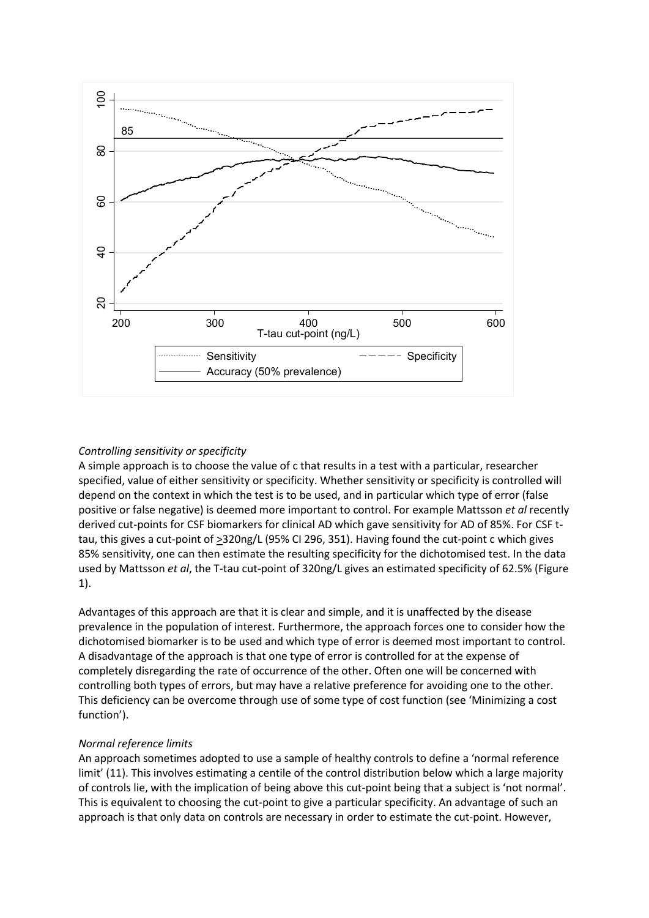*Controlling sensitivity or specificity*

A simple approach is to choose the value of c that results in a test with a particular, researcher specified, value of either sensitivity or specificity. Whether sensitivity or specificity is controlled will depend on the context in which the test is to be used, and in particular which type of error (false positive or false negative) is deemed more important to control. For example Mattsson *et al* recently derived cut-points for CSF biomarkers for clinical AD which gave sensitivity for AD of 85%. For CSF t-tau, this gives a cut-point of ≥320ng/L (95% CI 296, 351). Having found the cut-point c which gives 85% sensitivity, one can then estimate the resulting specificity for the dichotomised test. In the data used by Mattsson *et al*, the T-tau cut-point of 320ng/L gives an estimated specificity of 62.5% (Figure 1).

Advantages of this approach are that it is clear and simple, and it is unaffected by the disease prevalence in the population of interest. Furthermore, the approach forces one to consider how the dichotomised biomarker is to be used and which type of error is deemed most important to control. A disadvantage of the approach is that one type of error is controlled for at the expense of completely disregarding the rate of occurrence of the other. Often one will be concerned with controlling both types of errors, but may have a relative preference for avoiding one to the other. This deficiency can be overcome through use of some type of cost function (see 'Minimizing a cost function').

*Normal reference limits*

An approach sometimes adopted to use a sample of healthy controls to define a 'normal reference limit' (11). This involves estimating a centile of the control distribution below which a large majority of controls lie, with the implication of being above this cut-point being that a subject is 'not normal'. This is equivalent to choosing the cut-point to give a particular specificity. An advantage of such an approach is that only data on controls are necessary in order to estimate the cut-point. However,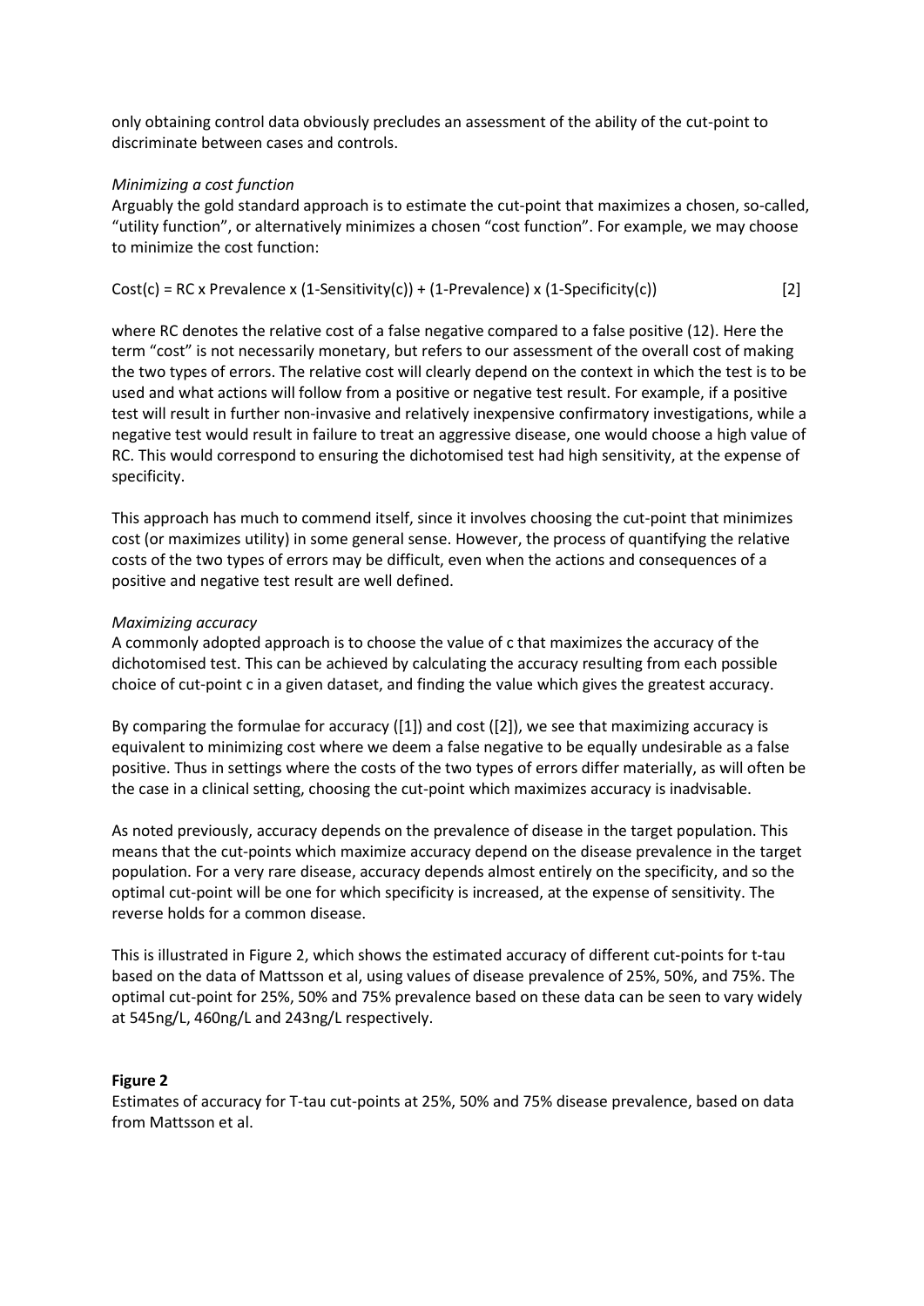only obtaining control data obviously precludes an assessment of the ability of the cut-point to discriminate between cases and controls.

*Minimizing a cost function*

Arguably the gold standard approach is to estimate the cut-point that maximizes a chosen, so-called, "utility function", or alternatively minimizes a chosen "cost function". For example, we may choose to minimize the cost function:

$$\text{Cost}(c) = \text{RC} \times \text{Prevalence} \times (1-\text{Sensitivity}(c)) + (1-\text{Prevalence}) \times (1-\text{Specificity}(c)) \qquad [2]$$

where RC denotes the relative cost of a false negative compared to a false positive (12). Here the term "cost" is not necessarily monetary, but refers to our assessment of the overall cost of making the two types of errors. The relative cost will clearly depend on the context in which the test is to be used and what actions will follow from a positive or negative test result. For example, if a positive test will result in further non-invasive and relatively inexpensive confirmatory investigations, while a negative test would result in failure to treat an aggressive disease, one would choose a high value of RC. This would correspond to ensuring the dichotomised test had high sensitivity, at the expense of specificity.

This approach has much to commend itself, since it involves choosing the cut-point that minimizes cost (or maximizes utility) in some general sense. However, the process of quantifying the relative costs of the two types of errors may be difficult, even when the actions and consequences of a positive and negative test result are well defined.

*Maximizing accuracy*

A commonly adopted approach is to choose the value of c that maximizes the accuracy of the dichotomised test. This can be achieved by calculating the accuracy resulting from each possible choice of cut-point c in a given dataset, and finding the value which gives the greatest accuracy.

By comparing the formulae for accuracy ([1]) and cost ([2]), we see that maximizing accuracy is equivalent to minimizing cost where we deem a false negative to be equally undesirable as a false positive. Thus in settings where the costs of the two types of errors differ materially, as will often be the case in a clinical setting, choosing the cut-point which maximizes accuracy is inadvisable.

As noted previously, accuracy depends on the prevalence of disease in the target population. This means that the cut-points which maximize accuracy depend on the disease prevalence in the target population. For a very rare disease, accuracy depends almost entirely on the specificity, and so the optimal cut-point will be one for which specificity is increased, at the expense of sensitivity. The reverse holds for a common disease.

This is illustrated in Figure 2, which shows the estimated accuracy of different cut-points for t-tau based on the data of Mattsson et al, using values of disease prevalence of 25%, 50%, and 75%. The optimal cut-point for 25%, 50% and 75% prevalence based on these data can be seen to vary widely at 545ng/L, 460ng/L and 243ng/L respectively.

**Figure 2**

Estimates of accuracy for T-tau cut-points at 25%, 50% and 75% disease prevalence, based on data from Mattsson et al.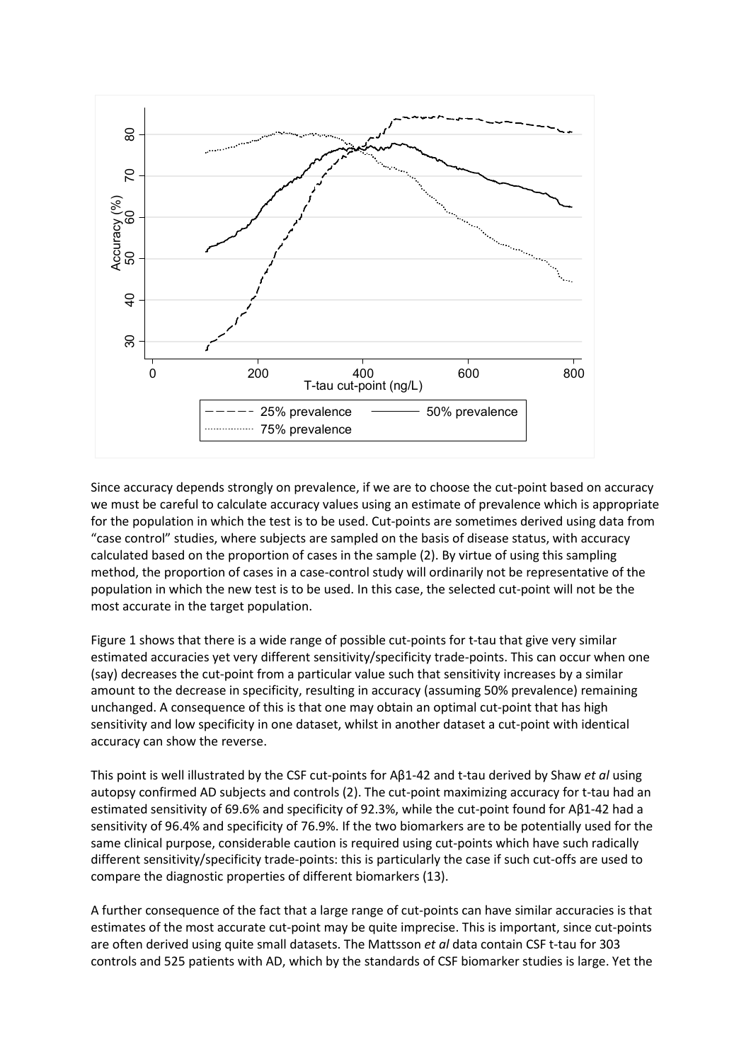Since accuracy depends strongly on prevalence, if we are to choose the cut-point based on accuracy we must be careful to calculate accuracy values using an estimate of prevalence which is appropriate for the population in which the test is to be used. Cut-points are sometimes derived using data from "case control" studies, where subjects are sampled on the basis of disease status, with accuracy calculated based on the proportion of cases in the sample (2). By virtue of using this sampling method, the proportion of cases in a case-control study will ordinarily not be representative of the population in which the new test is to be used. In this case, the selected cut-point will not be the most accurate in the target population.

Figure 1 shows that there is a wide range of possible cut-points for t-tau that give very similar estimated accuracies yet very different sensitivity/specificity trade-points. This can occur when one (say) decreases the cut-point from a particular value such that sensitivity increases by a similar amount to the decrease in specificity, resulting in accuracy (assuming 50% prevalence) remaining unchanged. A consequence of this is that one may obtain an optimal cut-point that has high sensitivity and low specificity in one dataset, whilst in another dataset a cut-point with identical accuracy can show the reverse.

This point is well illustrated by the CSF cut-points for Aβ1-42 and t-tau derived by Shaw *et al* using autopsy confirmed AD subjects and controls (2). The cut-point maximizing accuracy for t-tau had an estimated sensitivity of 69.6% and specificity of 92.3%, while the cut-point found for Aβ1-42 had a sensitivity of 96.4% and specificity of 76.9%. If the two biomarkers are to be potentially used for the same clinical purpose, considerable caution is required using cut-points which have such radically different sensitivity/specificity trade-points: this is particularly the case if such cut-offs are used to compare the diagnostic properties of different biomarkers (13).

A further consequence of the fact that a large range of cut-points can have similar accuracies is that estimates of the most accurate cut-point may be quite imprecise. This is important, since cut-points are often derived using quite small datasets. The Mattsson *et al* data contain CSF t-tau for 303 controls and 525 patients with AD, which by the standards of CSF biomarker studies is large. Yet the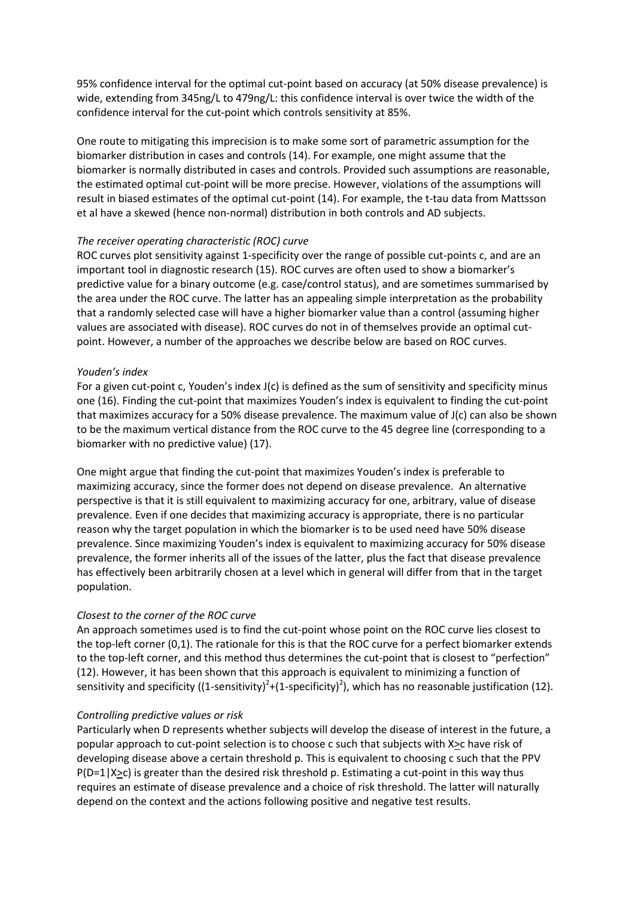95% confidence interval for the optimal cut-point based on accuracy (at 50% disease prevalence) is wide, extending from 345ng/L to 479ng/L: this confidence interval is over twice the width of the confidence interval for the cut-point which controls sensitivity at 85%.

One route to mitigating this imprecision is to make some sort of parametric assumption for the biomarker distribution in cases and controls (14). For example, one might assume that the biomarker is normally distributed in cases and controls. Provided such assumptions are reasonable, the estimated optimal cut-point will be more precise. However, violations of the assumptions will result in biased estimates of the optimal cut-point (14). For example, the t-tau data from Mattsson et al have a skewed (hence non-normal) distribution in both controls and AD subjects.

*The receiver operating characteristic (ROC) curve*

ROC curves plot sensitivity against 1-specificity over the range of possible cut-points c, and are an important tool in diagnostic research (15). ROC curves are often used to show a biomarker's predictive value for a binary outcome (e.g. case/control status), and are sometimes summarised by the area under the ROC curve. The latter has an appealing simple interpretation as the probability that a randomly selected case will have a higher biomarker value than a control (assuming higher values are associated with disease). ROC curves do not in of themselves provide an optimal cut-point. However, a number of the approaches we describe below are based on ROC curves.

*Youden's index*

For a given cut-point c, Youden's index J(c) is defined as the sum of sensitivity and specificity minus one (16). Finding the cut-point that maximizes Youden's index is equivalent to finding the cut-point that maximizes accuracy for a 50% disease prevalence. The maximum value of J(c) can also be shown to be the maximum vertical distance from the ROC curve to the 45 degree line (corresponding to a biomarker with no predictive value) (17).

One might argue that finding the cut-point that maximizes Youden's index is preferable to maximizing accuracy, since the former does not depend on disease prevalence. An alternative perspective is that it is still equivalent to maximizing accuracy for one, arbitrary, value of disease prevalence. Even if one decides that maximizing accuracy is appropriate, there is no particular reason why the target population in which the biomarker is to be used need have 50% disease prevalence. Since maximizing Youden's index is equivalent to maximizing accuracy for 50% disease prevalence, the former inherits all of the issues of the latter, plus the fact that disease prevalence has effectively been arbitrarily chosen at a level which in general will differ from that in the target population.

*Closest to the corner of the ROC curve*

An approach sometimes used is to find the cut-point whose point on the ROC curve lies closest to the top-left corner (0,1). The rationale for this is that the ROC curve for a perfect biomarker extends to the top-left corner, and this method thus determines the cut-point that is closest to "perfection" (12). However, it has been shown that this approach is equivalent to minimizing a function of sensitivity and specificity ($(1\text{-sensitivity})^2+(1\text{-specificity})^2$), which has no reasonable justification (12).

*Controlling predictive values or risk*

Particularly when D represents whether subjects will develop the disease of interest in the future, a popular approach to cut-point selection is to choose c such that subjects with $X \geq c$ have risk of developing disease above a certain threshold p. This is equivalent to choosing c such that the PPV $P(D=1|X \geq c)$ is greater than the desired risk threshold p. Estimating a cut-point in this way thus requires an estimate of disease prevalence and a choice of risk threshold. The latter will naturally depend on the context and the actions following positive and negative test results.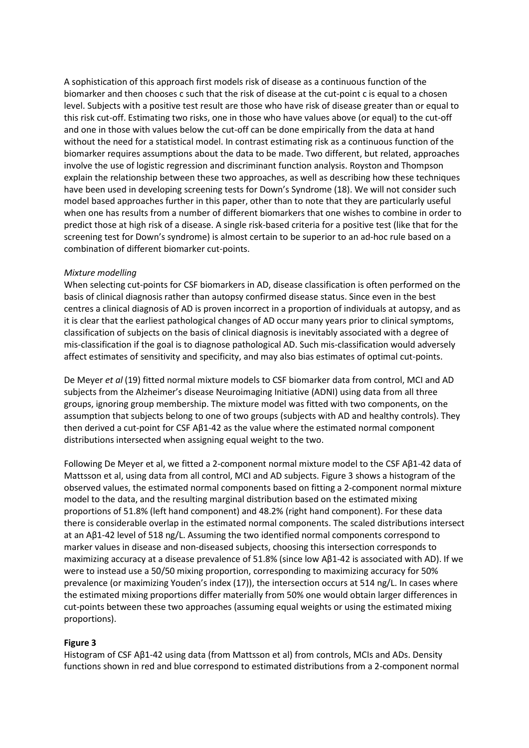A sophistication of this approach first models risk of disease as a continuous function of the biomarker and then chooses c such that the risk of disease at the cut-point c is equal to a chosen level. Subjects with a positive test result are those who have risk of disease greater than or equal to this risk cut-off. Estimating two risks, one in those who have values above (or equal) to the cut-off and one in those with values below the cut-off can be done empirically from the data at hand without the need for a statistical model. In contrast estimating risk as a continuous function of the biomarker requires assumptions about the data to be made. Two different, but related, approaches involve the use of logistic regression and discriminant function analysis. Royston and Thompson explain the relationship between these two approaches, as well as describing how these techniques have been used in developing screening tests for Down's Syndrome (18). We will not consider such model based approaches further in this paper, other than to note that they are particularly useful when one has results from a number of different biomarkers that one wishes to combine in order to predict those at high risk of a disease. A single risk-based criteria for a positive test (like that for the screening test for Down's syndrome) is almost certain to be superior to an ad-hoc rule based on a combination of different biomarker cut-points.

*Mixture modelling*

When selecting cut-points for CSF biomarkers in AD, disease classification is often performed on the basis of clinical diagnosis rather than autopsy confirmed disease status. Since even in the best centres a clinical diagnosis of AD is proven incorrect in a proportion of individuals at autopsy, and as it is clear that the earliest pathological changes of AD occur many years prior to clinical symptoms, classification of subjects on the basis of clinical diagnosis is inevitably associated with a degree of mis-classification if the goal is to diagnose pathological AD. Such mis-classification would adversely affect estimates of sensitivity and specificity, and may also bias estimates of optimal cut-points.

De Meyer *et al* (19) fitted normal mixture models to CSF biomarker data from control, MCI and AD subjects from the Alzheimer's disease Neuroimaging Initiative (ADNI) using data from all three groups, ignoring group membership. The mixture model was fitted with two components, on the assumption that subjects belong to one of two groups (subjects with AD and healthy controls). They then derived a cut-point for CSF Aβ1-42 as the value where the estimated normal component distributions intersected when assigning equal weight to the two.

Following De Meyer et al, we fitted a 2-component normal mixture model to the CSF Aβ1-42 data of Mattsson et al, using data from all control, MCI and AD subjects. Figure 3 shows a histogram of the observed values, the estimated normal components based on fitting a 2-component normal mixture model to the data, and the resulting marginal distribution based on the estimated mixing proportions of 51.8% (left hand component) and 48.2% (right hand component). For these data there is considerable overlap in the estimated normal components. The scaled distributions intersect at an Aβ1-42 level of 518 ng/L. Assuming the two identified normal components correspond to marker values in disease and non-diseased subjects, choosing this intersection corresponds to maximizing accuracy at a disease prevalence of 51.8% (since low Aβ1-42 is associated with AD). If we were to instead use a 50/50 mixing proportion, corresponding to maximizing accuracy for 50% prevalence (or maximizing Youden's index (17)), the intersection occurs at 514 ng/L. In cases where the estimated mixing proportions differ materially from 50% one would obtain larger differences in cut-points between these two approaches (assuming equal weights or using the estimated mixing proportions).

**Figure 3**

Histogram of CSF Aβ1-42 using data (from Mattsson et al) from controls, MCIs and ADs. Density functions shown in red and blue correspond to estimated distributions from a 2-component normal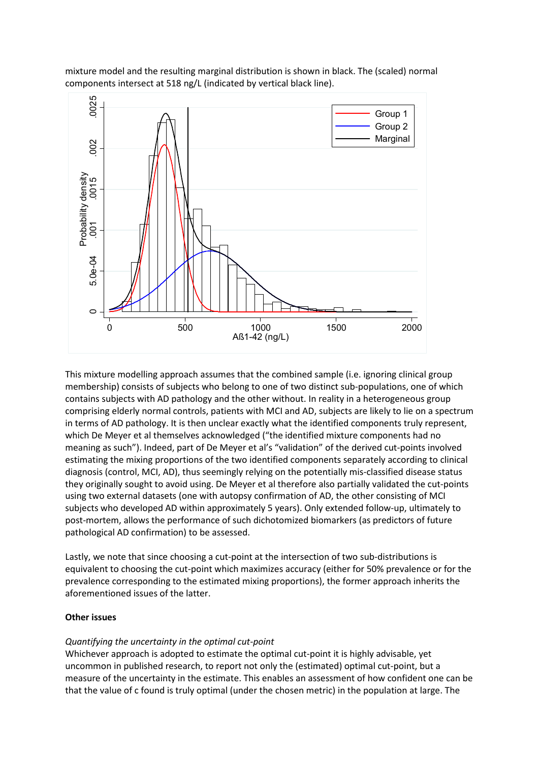mixture model and the resulting marginal distribution is shown in black. The (scaled) normal components intersect at 518 ng/L (indicated by vertical black line).

This mixture modelling approach assumes that the combined sample (i.e. ignoring clinical group membership) consists of subjects who belong to one of two distinct sub-populations, one of which contains subjects with AD pathology and the other without. In reality in a heterogeneous group comprising elderly normal controls, patients with MCI and AD, subjects are likely to lie on a spectrum in terms of AD pathology. It is then unclear exactly what the identified components truly represent, which De Meyer et al themselves acknowledged ("the identified mixture components had no meaning as such"). Indeed, part of De Meyer et al's "validation" of the derived cut-points involved estimating the mixing proportions of the two identified components separately according to clinical diagnosis (control, MCI, AD), thus seemingly relying on the potentially mis-classified disease status they originally sought to avoid using. De Meyer et al therefore also partially validated the cut-points using two external datasets (one with autopsy confirmation of AD, the other consisting of MCI subjects who developed AD within approximately 5 years). Only extended follow-up, ultimately to post-mortem, allows the performance of such dichotomized biomarkers (as predictors of future pathological AD confirmation) to be assessed.

Lastly, we note that since choosing a cut-point at the intersection of two sub-distributions is equivalent to choosing the cut-point which maximizes accuracy (either for 50% prevalence or for the prevalence corresponding to the estimated mixing proportions), the former approach inherits the aforementioned issues of the latter.

**Other issues**

*Quantifying the uncertainty in the optimal cut-point*

Whichever approach is adopted to estimate the optimal cut-point it is highly advisable, yet uncommon in published research, to report not only the (estimated) optimal cut-point, but a measure of the uncertainty in the estimate. This enables an assessment of how confident one can be that the value of c found is truly optimal (under the chosen metric) in the population at large. The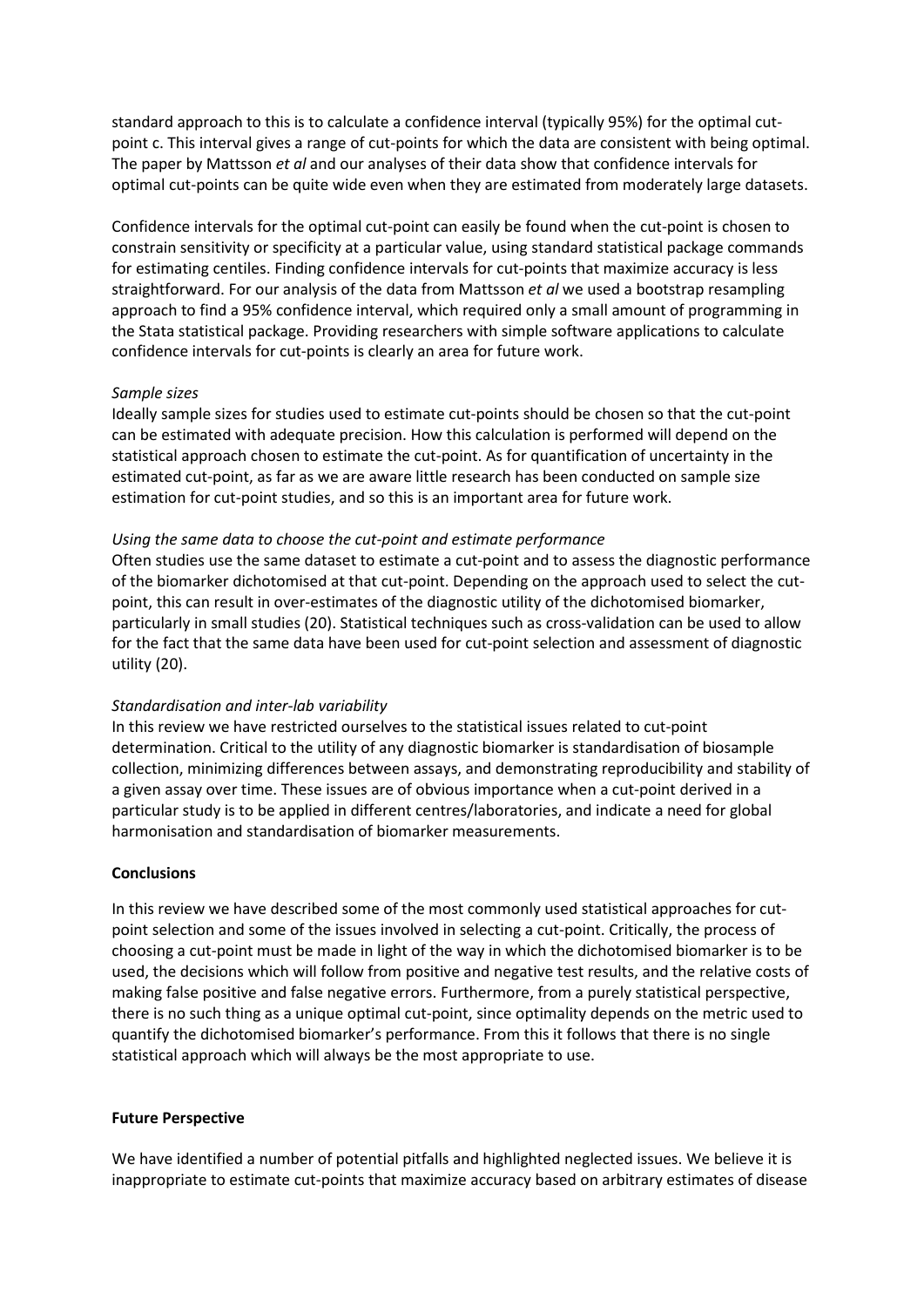standard approach to this is to calculate a confidence interval (typically 95%) for the optimal cut-point c. This interval gives a range of cut-points for which the data are consistent with being optimal. The paper by Mattsson *et al* and our analyses of their data show that confidence intervals for optimal cut-points can be quite wide even when they are estimated from moderately large datasets.

Confidence intervals for the optimal cut-point can easily be found when the cut-point is chosen to constrain sensitivity or specificity at a particular value, using standard statistical package commands for estimating centiles. Finding confidence intervals for cut-points that maximize accuracy is less straightforward. For our analysis of the data from Mattsson *et al* we used a bootstrap resampling approach to find a 95% confidence interval, which required only a small amount of programming in the Stata statistical package. Providing researchers with simple software applications to calculate confidence intervals for cut-points is clearly an area for future work.

*Sample sizes*

Ideally sample sizes for studies used to estimate cut-points should be chosen so that the cut-point can be estimated with adequate precision. How this calculation is performed will depend on the statistical approach chosen to estimate the cut-point. As for quantification of uncertainty in the estimated cut-point, as far as we are aware little research has been conducted on sample size estimation for cut-point studies, and so this is an important area for future work.

*Using the same data to choose the cut-point and estimate performance*

Often studies use the same dataset to estimate a cut-point and to assess the diagnostic performance of the biomarker dichotomised at that cut-point. Depending on the approach used to select the cut-point, this can result in over-estimates of the diagnostic utility of the dichotomised biomarker, particularly in small studies (20). Statistical techniques such as cross-validation can be used to allow for the fact that the same data have been used for cut-point selection and assessment of diagnostic utility (20).

*Standardisation and inter-lab variability*

In this review we have restricted ourselves to the statistical issues related to cut-point determination. Critical to the utility of any diagnostic biomarker is standardisation of biosample collection, minimizing differences between assays, and demonstrating reproducibility and stability of a given assay over time. These issues are of obvious importance when a cut-point derived in a particular study is to be applied in different centres/laboratories, and indicate a need for global harmonisation and standardisation of biomarker measurements.

**Conclusions**

In this review we have described some of the most commonly used statistical approaches for cut-point selection and some of the issues involved in selecting a cut-point. Critically, the process of choosing a cut-point must be made in light of the way in which the dichotomised biomarker is to be used, the decisions which will follow from positive and negative test results, and the relative costs of making false positive and false negative errors. Furthermore, from a purely statistical perspective, there is no such thing as a unique optimal cut-point, since optimality depends on the metric used to quantify the dichotomised biomarker's performance. From this it follows that there is no single statistical approach which will always be the most appropriate to use.

**Future Perspective**

We have identified a number of potential pitfalls and highlighted neglected issues. We believe it is inappropriate to estimate cut-points that maximize accuracy based on arbitrary estimates of disease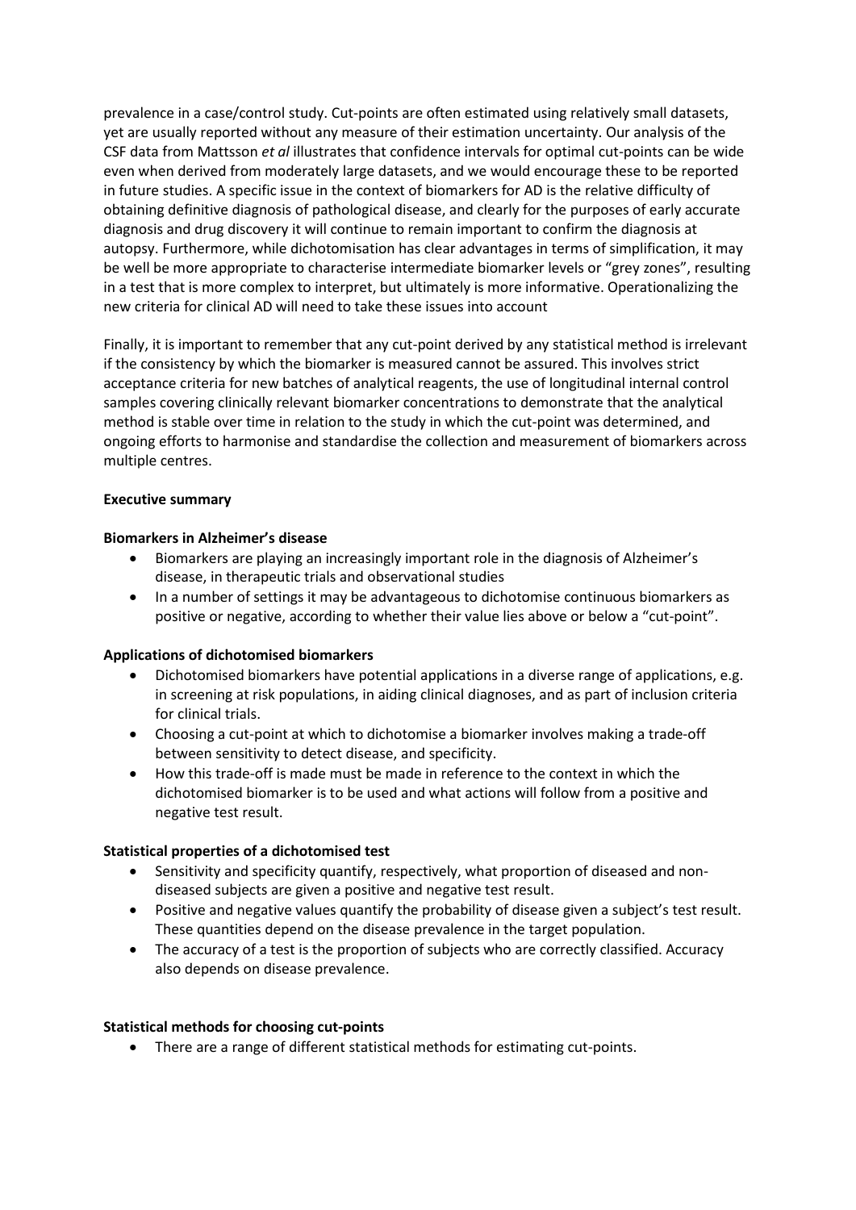prevalence in a case/control study. Cut-points are often estimated using relatively small datasets, yet are usually reported without any measure of their estimation uncertainty. Our analysis of the CSF data from Mattsson *et al* illustrates that confidence intervals for optimal cut-points can be wide even when derived from moderately large datasets, and we would encourage these to be reported in future studies. A specific issue in the context of biomarkers for AD is the relative difficulty of obtaining definitive diagnosis of pathological disease, and clearly for the purposes of early accurate diagnosis and drug discovery it will continue to remain important to confirm the diagnosis at autopsy. Furthermore, while dichotomisation has clear advantages in terms of simplification, it may be well be more appropriate to characterise intermediate biomarker levels or "grey zones", resulting in a test that is more complex to interpret, but ultimately is more informative. Operationalizing the new criteria for clinical AD will need to take these issues into account

Finally, it is important to remember that any cut-point derived by any statistical method is irrelevant if the consistency by which the biomarker is measured cannot be assured. This involves strict acceptance criteria for new batches of analytical reagents, the use of longitudinal internal control samples covering clinically relevant biomarker concentrations to demonstrate that the analytical method is stable over time in relation to the study in which the cut-point was determined, and ongoing efforts to harmonise and standardise the collection and measurement of biomarkers across multiple centres.

**Executive summary**

**Biomarkers in Alzheimer's disease**

- Biomarkers are playing an increasingly important role in the diagnosis of Alzheimer's disease, in therapeutic trials and observational studies
- In a number of settings it may be advantageous to dichotomise continuous biomarkers as positive or negative, according to whether their value lies above or below a "cut-point".

**Applications of dichotomised biomarkers**

- Dichotomised biomarkers have potential applications in a diverse range of applications, e.g. in screening at risk populations, in aiding clinical diagnoses, and as part of inclusion criteria for clinical trials.
- Choosing a cut-point at which to dichotomise a biomarker involves making a trade-off between sensitivity to detect disease, and specificity.
- How this trade-off is made must be made in reference to the context in which the dichotomised biomarker is to be used and what actions will follow from a positive and negative test result.

**Statistical properties of a dichotomised test**

- Sensitivity and specificity quantify, respectively, what proportion of diseased and non-diseased subjects are given a positive and negative test result.
- Positive and negative values quantify the probability of disease given a subject's test result. These quantities depend on the disease prevalence in the target population.
- The accuracy of a test is the proportion of subjects who are correctly classified. Accuracy also depends on disease prevalence.

**Statistical methods for choosing cut-points**

- There are a range of different statistical methods for estimating cut-points.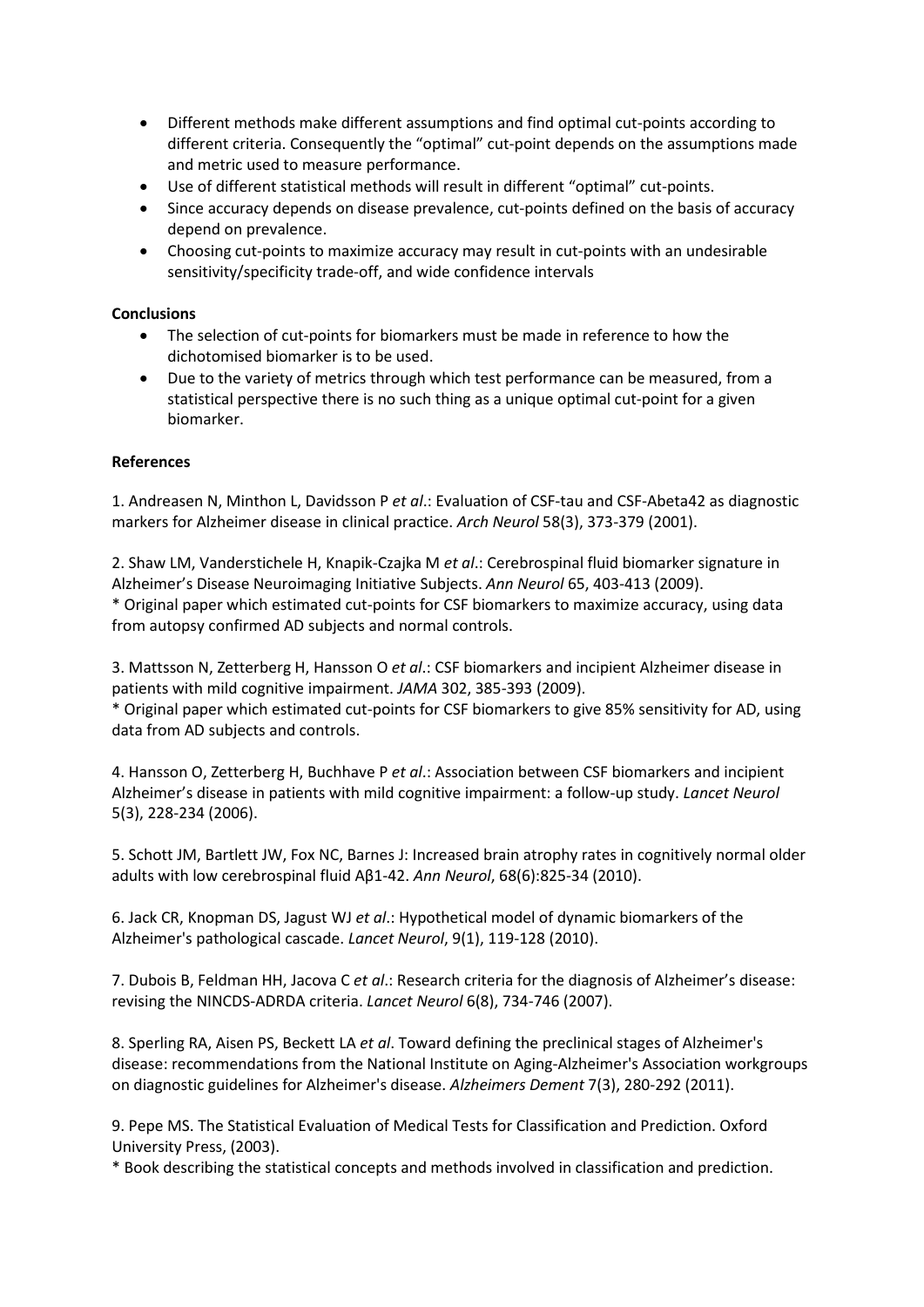- Different methods make different assumptions and find optimal cut-points according to different criteria. Consequently the "optimal" cut-point depends on the assumptions made and metric used to measure performance.
- Use of different statistical methods will result in different "optimal" cut-points.
- Since accuracy depends on disease prevalence, cut-points defined on the basis of accuracy depend on prevalence.
- Choosing cut-points to maximize accuracy may result in cut-points with an undesirable sensitivity/specificity trade-off, and wide confidence intervals

**Conclusions**

- The selection of cut-points for biomarkers must be made in reference to how the dichotomised biomarker is to be used.
- Due to the variety of metrics through which test performance can be measured, from a statistical perspective there is no such thing as a unique optimal cut-point for a given biomarker.

**References**

1. Andreasen N, Minthon L, Davidsson P *et al*.: Evaluation of CSF-tau and CSF-Abeta42 as diagnostic markers for Alzheimer disease in clinical practice. *Arch Neurol* 58(3), 373-379 (2001).

2. Shaw LM, Vanderstichele H, Knapik-Czajka M *et al*.: Cerebrospinal fluid biomarker signature in Alzheimer's Disease Neuroimaging Initiative Subjects. *Ann Neurol* 65, 403-413 (2009).
* Original paper which estimated cut-points for CSF biomarkers to maximize accuracy, using data from autopsy confirmed AD subjects and normal controls.

3. Mattsson N, Zetterberg H, Hansson O *et al*.: CSF biomarkers and incipient Alzheimer disease in patients with mild cognitive impairment. *JAMA* 302, 385-393 (2009).
* Original paper which estimated cut-points for CSF biomarkers to give 85% sensitivity for AD, using data from AD subjects and controls.

4. Hansson O, Zetterberg H, Buchhave P *et al*.: Association between CSF biomarkers and incipient Alzheimer's disease in patients with mild cognitive impairment: a follow-up study. *Lancet Neurol* 5(3), 228-234 (2006).

5. Schott JM, Bartlett JW, Fox NC, Barnes J: Increased brain atrophy rates in cognitively normal older adults with low cerebrospinal fluid Aβ1-42. *Ann Neurol*, 68(6):825-34 (2010).

6. Jack CR, Knopman DS, Jagust WJ *et al*.: Hypothetical model of dynamic biomarkers of the Alzheimer's pathological cascade. *Lancet Neurol*, 9(1), 119-128 (2010).

7. Dubois B, Feldman HH, Jacova C *et al*.: Research criteria for the diagnosis of Alzheimer's disease: revising the NINCDS-ADRDA criteria. *Lancet Neurol* 6(8), 734-746 (2007).

8. Sperling RA, Aisen PS, Beckett LA *et al*. Toward defining the preclinical stages of Alzheimer's disease: recommendations from the National Institute on Aging-Alzheimer's Association workgroups on diagnostic guidelines for Alzheimer's disease. *Alzheimers Dement* 7(3), 280-292 (2011).

9. Pepe MS. The Statistical Evaluation of Medical Tests for Classification and Prediction. Oxford University Press, (2003).
* Book describing the statistical concepts and methods involved in classification and prediction.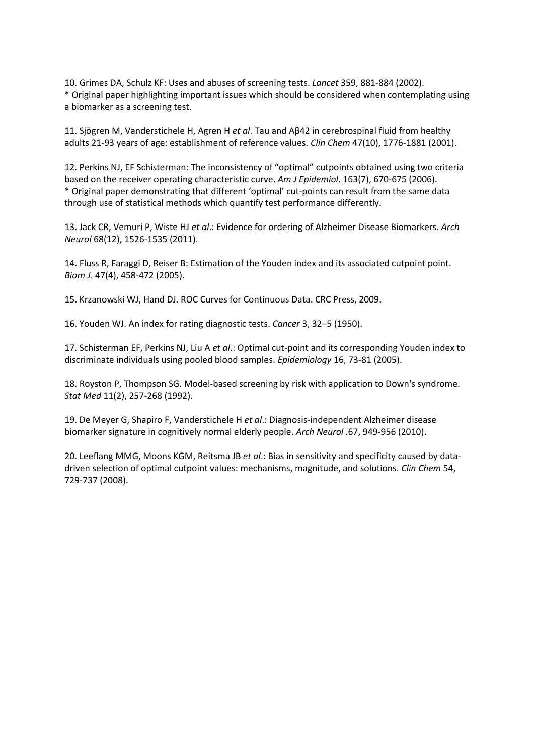10. Grimes DA, Schulz KF: Uses and abuses of screening tests. *Lancet* 359, 881-884 (2002).
* Original paper highlighting important issues which should be considered when contemplating using a biomarker as a screening test.

11. Sjögren M, Vanderstichele H, Agren H *et al*. Tau and Aβ42 in cerebrospinal fluid from healthy adults 21-93 years of age: establishment of reference values. *Clin Chem* 47(10), 1776-1881 (2001).

12. Perkins NJ, EF Schisterman: The inconsistency of "optimal" cutpoints obtained using two criteria based on the receiver operating characteristic curve. *Am J Epidemiol*. 163(7), 670-675 (2006).
* Original paper demonstrating that different 'optimal' cut-points can result from the same data through use of statistical methods which quantify test performance differently.

13. Jack CR, Vemuri P, Wiste HJ *et al*.: Evidence for ordering of Alzheimer Disease Biomarkers. *Arch Neurol* 68(12), 1526-1535 (2011).

14. Fluss R, Faraggi D, Reiser B: Estimation of the Youden index and its associated cutpoint point. *Biom J*. 47(4), 458-472 (2005).

15. Krzanowski WJ, Hand DJ. ROC Curves for Continuous Data. CRC Press, 2009.

16. Youden WJ. An index for rating diagnostic tests. *Cancer* 3, 32–5 (1950).

17. Schisterman EF, Perkins NJ, Liu A *et al*.: Optimal cut-point and its corresponding Youden index to discriminate individuals using pooled blood samples. *Epidemiology* 16, 73-81 (2005).

18. Royston P, Thompson SG. Model-based screening by risk with application to Down's syndrome. *Stat Med* 11(2), 257-268 (1992).

19. De Meyer G, Shapiro F, Vanderstichele H *et al*.: Diagnosis-independent Alzheimer disease biomarker signature in cognitively normal elderly people. *Arch Neurol* .67, 949-956 (2010).

20. Leeflang MMG, Moons KGM, Reitsma JB *et al*.: Bias in sensitivity and specificity caused by data-driven selection of optimal cutpoint values: mechanisms, magnitude, and solutions. *Clin Chem* 54, 729-737 (2008).